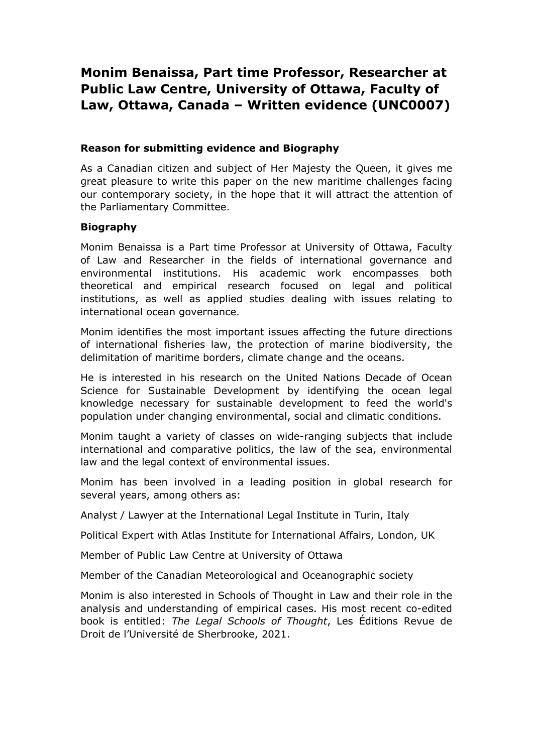# Monim Benaissa, Part time Professor, Researcher at Public Law Centre, University of Ottawa, Faculty of Law, Ottawa, Canada – Written evidence (UNC0007)

### Reason for submitting evidence and Biography

As a Canadian citizen and subject of Her Majesty the Queen, it gives me great pleasure to write this paper on the new maritime challenges facing our contemporary society, in the hope that it will attract the attention of the Parliamentary Committee.

### Biography

Monim Benaissa is a Part time Professor at University of Ottawa, Faculty of Law and Researcher in the fields of international governance and environmental institutions. His academic work encompasses both theoretical and empirical research focused on legal and political institutions, as well as applied studies dealing with issues relating to international ocean governance.

Monim identifies the most important issues affecting the future directions of international fisheries law, the protection of marine biodiversity, the delimitation of maritime borders, climate change and the oceans.

He is interested in his research on the United Nations Decade of Ocean Science for Sustainable Development by identifying the ocean legal knowledge necessary for sustainable development to feed the world's population under changing environmental, social and climatic conditions.

Monim taught a variety of classes on wide-ranging subjects that include international and comparative politics, the law of the sea, environmental law and the legal context of environmental issues.

Monim has been involved in a leading position in global research for several years, among others as:

Analyst / Lawyer at the International Legal Institute in Turin, Italy

Political Expert with Atlas Institute for International Affairs, London, UK

Member of Public Law Centre at University of Ottawa

Member of the Canadian Meteorological and Oceanographic society

Monim is also interested in Schools of Thought in Law and their role in the analysis and understanding of empirical cases. His most recent co-edited book is entitled: *The Legal Schools of Thought*, Les Éditions Revue de Droit de l'Université de Sherbrooke, 2021.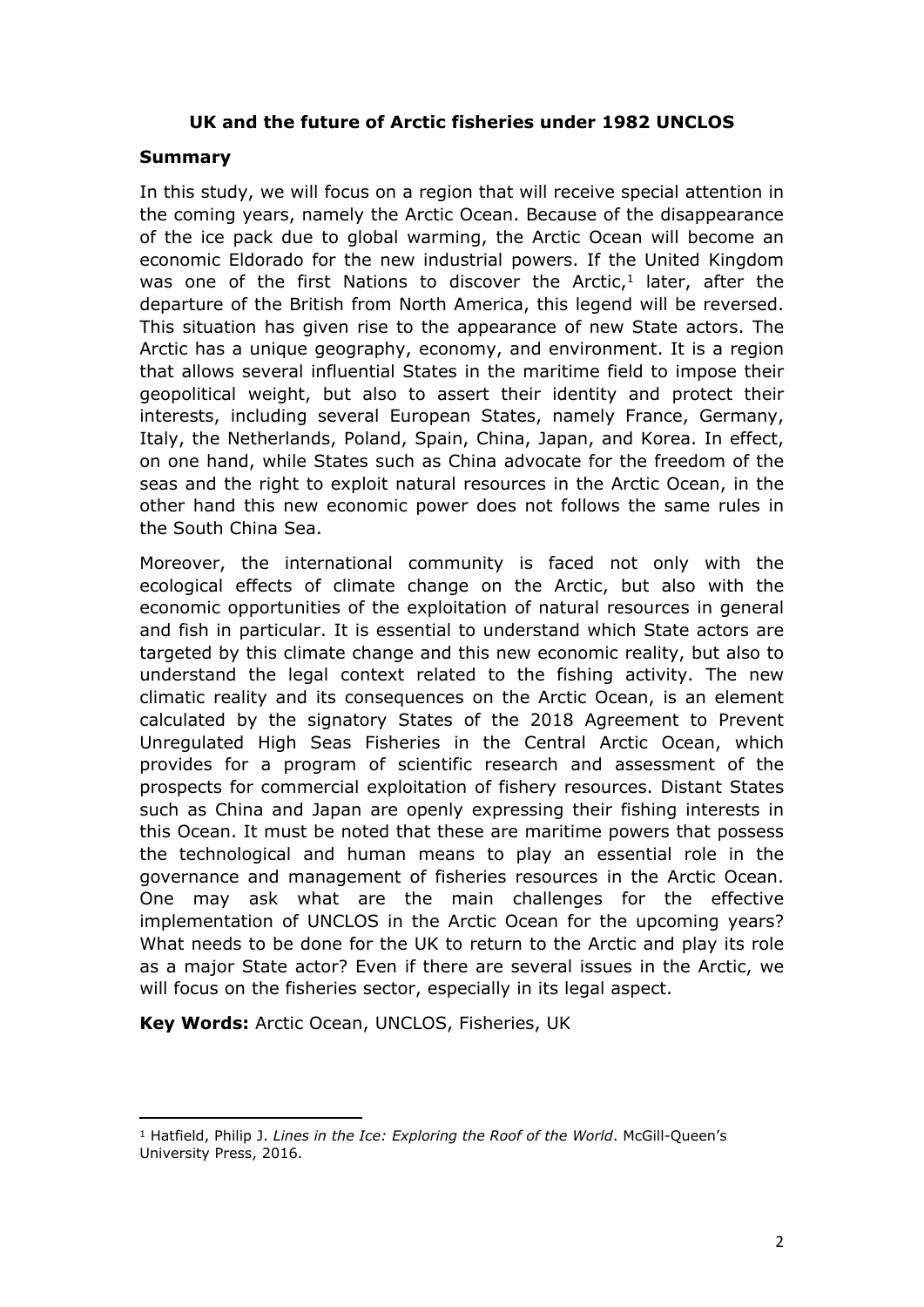**UK and the future of Arctic fisheries under 1982 UNCLOS**

**Summary**

In this study, we will focus on a region that will receive special attention in the coming years, namely the Arctic Ocean. Because of the disappearance of the ice pack due to global warming, the Arctic Ocean will become an economic Eldorado for the new industrial powers. If the United Kingdom was one of the first Nations to discover the Arctic,[1] later, after the departure of the British from North America, this legend will be reversed. This situation has given rise to the appearance of new State actors. The Arctic has a unique geography, economy, and environment. It is a region that allows several influential States in the maritime field to impose their geopolitical weight, but also to assert their identity and protect their interests, including several European States, namely France, Germany, Italy, the Netherlands, Poland, Spain, China, Japan, and Korea. In effect, on one hand, while States such as China advocate for the freedom of the seas and the right to exploit natural resources in the Arctic Ocean, in the other hand this new economic power does not follows the same rules in the South China Sea.

Moreover, the international community is faced not only with the ecological effects of climate change on the Arctic, but also with the economic opportunities of the exploitation of natural resources in general and fish in particular. It is essential to understand which State actors are targeted by this climate change and this new economic reality, but also to understand the legal context related to the fishing activity. The new climatic reality and its consequences on the Arctic Ocean, is an element calculated by the signatory States of the 2018 Agreement to Prevent Unregulated High Seas Fisheries in the Central Arctic Ocean, which provides for a program of scientific research and assessment of the prospects for commercial exploitation of fishery resources. Distant States such as China and Japan are openly expressing their fishing interests in this Ocean. It must be noted that these are maritime powers that possess the technological and human means to play an essential role in the governance and management of fisheries resources in the Arctic Ocean. One may ask what are the main challenges for the effective implementation of UNCLOS in the Arctic Ocean for the upcoming years? What needs to be done for the UK to return to the Arctic and play its role as a major State actor? Even if there are several issues in the Arctic, we will focus on the fisheries sector, especially in its legal aspect.

**Key Words:** Arctic Ocean, UNCLOS, Fisheries, UK

---

[1] Hatfield, Philip J. *Lines in the Ice: Exploring the Roof of the World*. McGill-Queen's University Press, 2016.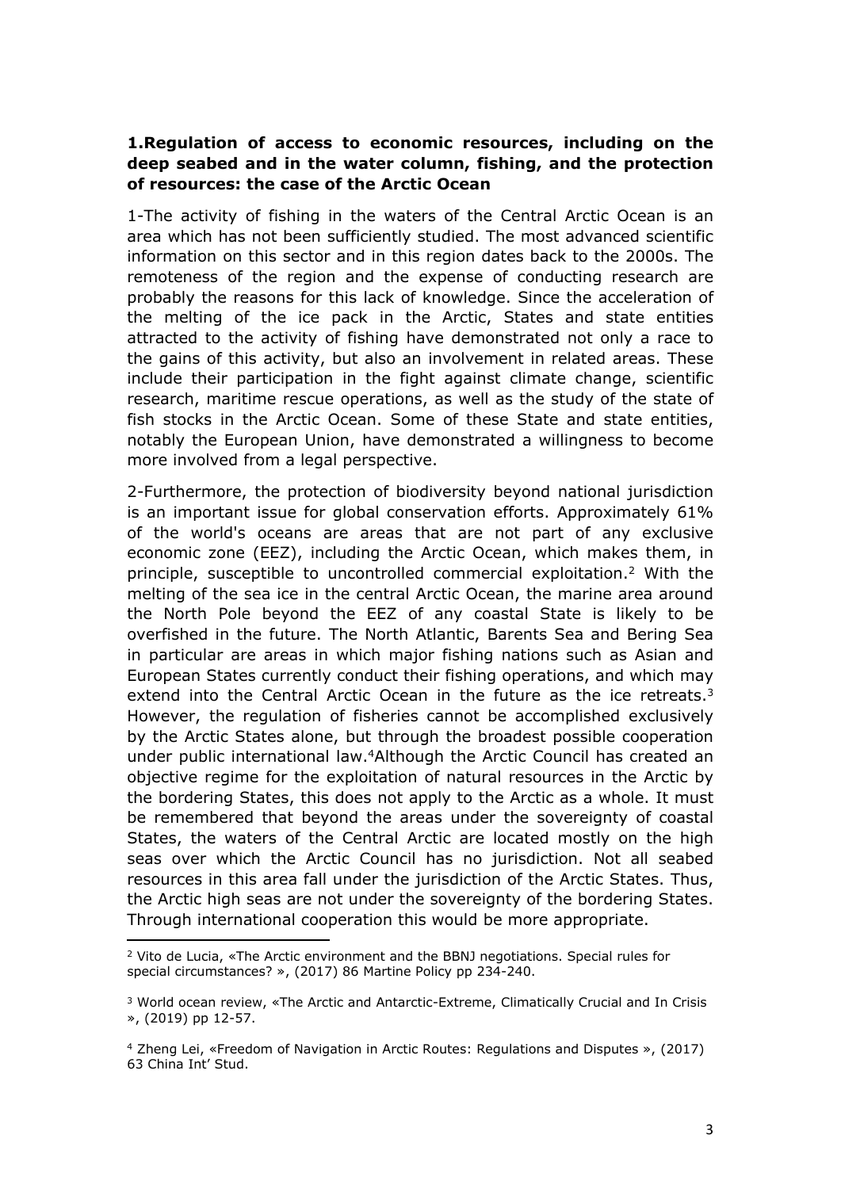### 1.Regulation of access to economic resources, including on the deep seabed and in the water column, fishing, and the protection of resources: the case of the Arctic Ocean

1-The activity of fishing in the waters of the Central Arctic Ocean is an area which has not been sufficiently studied. The most advanced scientific information on this sector and in this region dates back to the 2000s. The remoteness of the region and the expense of conducting research are probably the reasons for this lack of knowledge. Since the acceleration of the melting of the ice pack in the Arctic, States and state entities attracted to the activity of fishing have demonstrated not only a race to the gains of this activity, but also an involvement in related areas. These include their participation in the fight against climate change, scientific research, maritime rescue operations, as well as the study of the state of fish stocks in the Arctic Ocean. Some of these State and state entities, notably the European Union, have demonstrated a willingness to become more involved from a legal perspective.

2-Furthermore, the protection of biodiversity beyond national jurisdiction is an important issue for global conservation efforts. Approximately 61% of the world's oceans are areas that are not part of any exclusive economic zone (EEZ), including the Arctic Ocean, which makes them, in principle, susceptible to uncontrolled commercial exploitation.[2] With the melting of the sea ice in the central Arctic Ocean, the marine area around the North Pole beyond the EEZ of any coastal State is likely to be overfished in the future. The North Atlantic, Barents Sea and Bering Sea in particular are areas in which major fishing nations such as Asian and European States currently conduct their fishing operations, and which may extend into the Central Arctic Ocean in the future as the ice retreats.[3] However, the regulation of fisheries cannot be accomplished exclusively by the Arctic States alone, but through the broadest possible cooperation under public international law.[4]Although the Arctic Council has created an objective regime for the exploitation of natural resources in the Arctic by the bordering States, this does not apply to the Arctic as a whole. It must be remembered that beyond the areas under the sovereignty of coastal States, the waters of the Central Arctic are located mostly on the high seas over which the Arctic Council has no jurisdiction. Not all seabed resources in this area fall under the jurisdiction of the Arctic States. Thus, the Arctic high seas are not under the sovereignty of the bordering States. Through international cooperation this would be more appropriate.

---

[2] Vito de Lucia, «The Arctic environment and the BBNJ negotiations. Special rules for special circumstances? », (2017) 86 Martine Policy pp 234-240.

[3] World ocean review, «The Arctic and Antarctic-Extreme, Climatically Crucial and In Crisis », (2019) pp 12-57.

[4] Zheng Lei, «Freedom of Navigation in Arctic Routes: Regulations and Disputes », (2017) 63 China Int' Stud.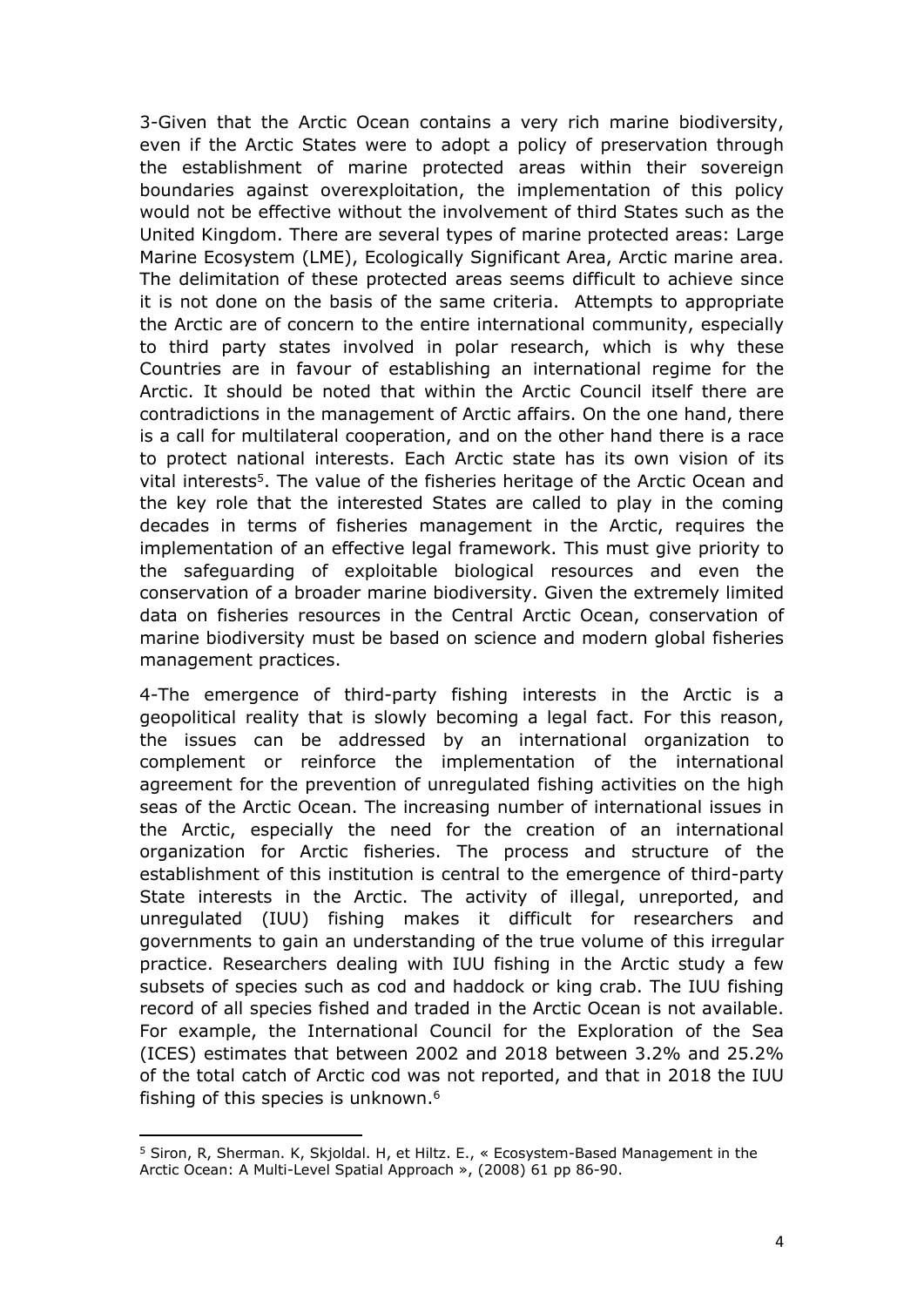3-Given that the Arctic Ocean contains a very rich marine biodiversity, even if the Arctic States were to adopt a policy of preservation through the establishment of marine protected areas within their sovereign boundaries against overexploitation, the implementation of this policy would not be effective without the involvement of third States such as the United Kingdom. There are several types of marine protected areas: Large Marine Ecosystem (LME), Ecologically Significant Area, Arctic marine area. The delimitation of these protected areas seems difficult to achieve since it is not done on the basis of the same criteria. Attempts to appropriate the Arctic are of concern to the entire international community, especially to third party states involved in polar research, which is why these Countries are in favour of establishing an international regime for the Arctic. It should be noted that within the Arctic Council itself there are contradictions in the management of Arctic affairs. On the one hand, there is a call for multilateral cooperation, and on the other hand there is a race to protect national interests. Each Arctic state has its own vision of its vital interests[5]. The value of the fisheries heritage of the Arctic Ocean and the key role that the interested States are called to play in the coming decades in terms of fisheries management in the Arctic, requires the implementation of an effective legal framework. This must give priority to the safeguarding of exploitable biological resources and even the conservation of a broader marine biodiversity. Given the extremely limited data on fisheries resources in the Central Arctic Ocean, conservation of marine biodiversity must be based on science and modern global fisheries management practices.

4-The emergence of third-party fishing interests in the Arctic is a geopolitical reality that is slowly becoming a legal fact. For this reason, the issues can be addressed by an international organization to complement or reinforce the implementation of the international agreement for the prevention of unregulated fishing activities on the high seas of the Arctic Ocean. The increasing number of international issues in the Arctic, especially the need for the creation of an international organization for Arctic fisheries. The process and structure of the establishment of this institution is central to the emergence of third-party State interests in the Arctic. The activity of illegal, unreported, and unregulated (IUU) fishing makes it difficult for researchers and governments to gain an understanding of the true volume of this irregular practice. Researchers dealing with IUU fishing in the Arctic study a few subsets of species such as cod and haddock or king crab. The IUU fishing record of all species fished and traded in the Arctic Ocean is not available. For example, the International Council for the Exploration of the Sea (ICES) estimates that between 2002 and 2018 between 3.2% and 25.2% of the total catch of Arctic cod was not reported, and that in 2018 the IUU fishing of this species is unknown.[6]

---

[5] Siron, R, Sherman. K, Skjoldal. H, et Hiltz. E., « Ecosystem-Based Management in the Arctic Ocean: A Multi-Level Spatial Approach », (2008) 61 pp 86-90.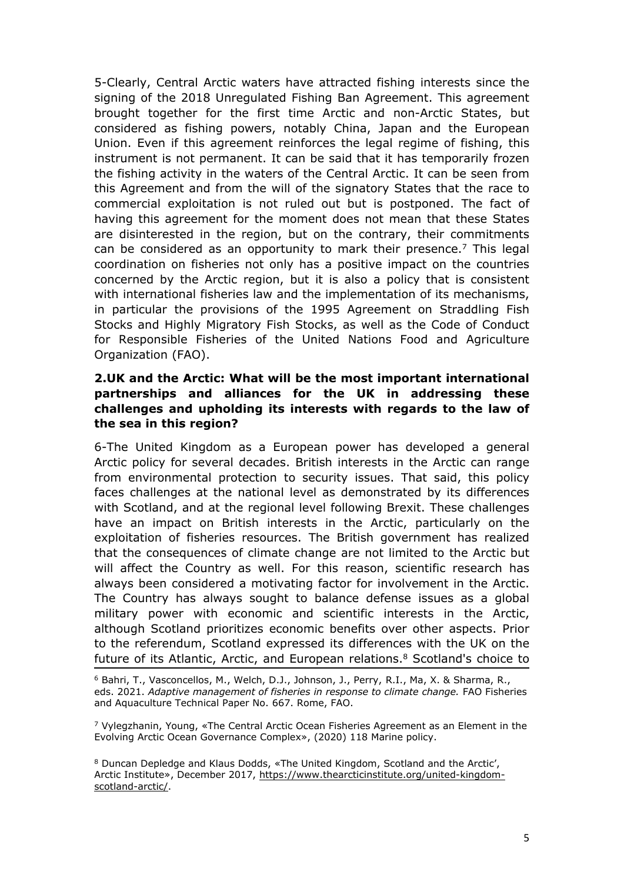5-Clearly, Central Arctic waters have attracted fishing interests since the signing of the 2018 Unregulated Fishing Ban Agreement. This agreement brought together for the first time Arctic and non-Arctic States, but considered as fishing powers, notably China, Japan and the European Union. Even if this agreement reinforces the legal regime of fishing, this instrument is not permanent. It can be said that it has temporarily frozen the fishing activity in the waters of the Central Arctic. It can be seen from this Agreement and from the will of the signatory States that the race to commercial exploitation is not ruled out but is postponed. The fact of having this agreement for the moment does not mean that these States are disinterested in the region, but on the contrary, their commitments can be considered as an opportunity to mark their presence.[7] This legal coordination on fisheries not only has a positive impact on the countries concerned by the Arctic region, but it is also a policy that is consistent with international fisheries law and the implementation of its mechanisms, in particular the provisions of the 1995 Agreement on Straddling Fish Stocks and Highly Migratory Fish Stocks, as well as the Code of Conduct for Responsible Fisheries of the United Nations Food and Agriculture Organization (FAO).

## 2.UK and the Arctic: What will be the most important international partnerships and alliances for the UK in addressing these challenges and upholding its interests with regards to the law of the sea in this region?

6-The United Kingdom as a European power has developed a general Arctic policy for several decades. British interests in the Arctic can range from environmental protection to security issues. That said, this policy faces challenges at the national level as demonstrated by its differences with Scotland, and at the regional level following Brexit. These challenges have an impact on British interests in the Arctic, particularly on the exploitation of fisheries resources. The British government has realized that the consequences of climate change are not limited to the Arctic but will affect the Country as well. For this reason, scientific research has always been considered a motivating factor for involvement in the Arctic. The Country has always sought to balance defense issues as a global military power with economic and scientific interests in the Arctic, although Scotland prioritizes economic benefits over other aspects. Prior to the referendum, Scotland expressed its differences with the UK on the future of its Atlantic, Arctic, and European relations.[8] Scotland's choice to

[6] Bahri, T., Vasconcellos, M., Welch, D.J., Johnson, J., Perry, R.I., Ma, X. & Sharma, R., eds. 2021. *Adaptive management of fisheries in response to climate change.* FAO Fisheries and Aquaculture Technical Paper No. 667. Rome, FAO.

[7] Vylegzhanin, Young, «The Central Arctic Ocean Fisheries Agreement as an Element in the Evolving Arctic Ocean Governance Complex», (2020) 118 Marine policy.

[8] Duncan Depledge and Klaus Dodds, «The United Kingdom, Scotland and the Arctic', Arctic Institute», December 2017, https://www.thearcticinstitute.org/united-kingdom-scotland-arctic/.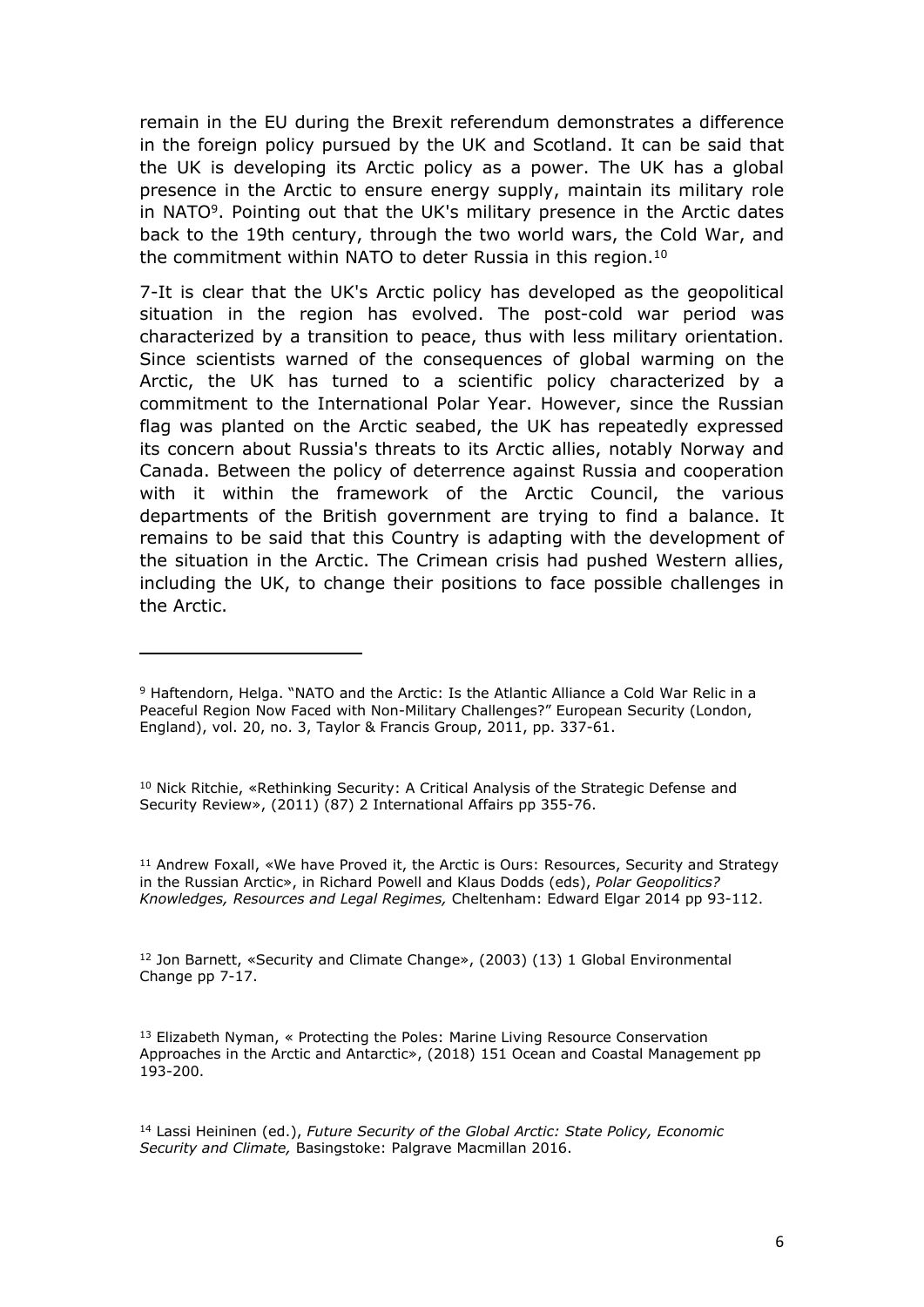remain in the EU during the Brexit referendum demonstrates a difference in the foreign policy pursued by the UK and Scotland. It can be said that the UK is developing its Arctic policy as a power. The UK has a global presence in the Arctic to ensure energy supply, maintain its military role in NATO[9]. Pointing out that the UK's military presence in the Arctic dates back to the 19th century, through the two world wars, the Cold War, and the commitment within NATO to deter Russia in this region.[10]

7-It is clear that the UK's Arctic policy has developed as the geopolitical situation in the region has evolved. The post-cold war period was characterized by a transition to peace, thus with less military orientation. Since scientists warned of the consequences of global warming on the Arctic, the UK has turned to a scientific policy characterized by a commitment to the International Polar Year. However, since the Russian flag was planted on the Arctic seabed, the UK has repeatedly expressed its concern about Russia's threats to its Arctic allies, notably Norway and Canada. Between the policy of deterrence against Russia and cooperation with it within the framework of the Arctic Council, the various departments of the British government are trying to find a balance. It remains to be said that this Country is adapting with the development of the situation in the Arctic. The Crimean crisis had pushed Western allies, including the UK, to change their positions to face possible challenges in the Arctic.

---

[9] Haftendorn, Helga. "NATO and the Arctic: Is the Atlantic Alliance a Cold War Relic in a Peaceful Region Now Faced with Non-Military Challenges?" European Security (London, England), vol. 20, no. 3, Taylor & Francis Group, 2011, pp. 337-61.

[10] Nick Ritchie, «Rethinking Security: A Critical Analysis of the Strategic Defense and Security Review», (2011) (87) 2 International Affairs pp 355-76.

[11] Andrew Foxall, «We have Proved it, the Arctic is Ours: Resources, Security and Strategy in the Russian Arctic», in Richard Powell and Klaus Dodds (eds), *Polar Geopolitics? Knowledges, Resources and Legal Regimes,* Cheltenham: Edward Elgar 2014 pp 93-112.

[12] Jon Barnett, «Security and Climate Change», (2003) (13) 1 Global Environmental Change pp 7-17.

[13] Elizabeth Nyman, « Protecting the Poles: Marine Living Resource Conservation Approaches in the Arctic and Antarctic», (2018) 151 Ocean and Coastal Management pp 193-200.

[14] Lassi Heininen (ed.), *Future Security of the Global Arctic: State Policy, Economic Security and Climate,* Basingstoke: Palgrave Macmillan 2016.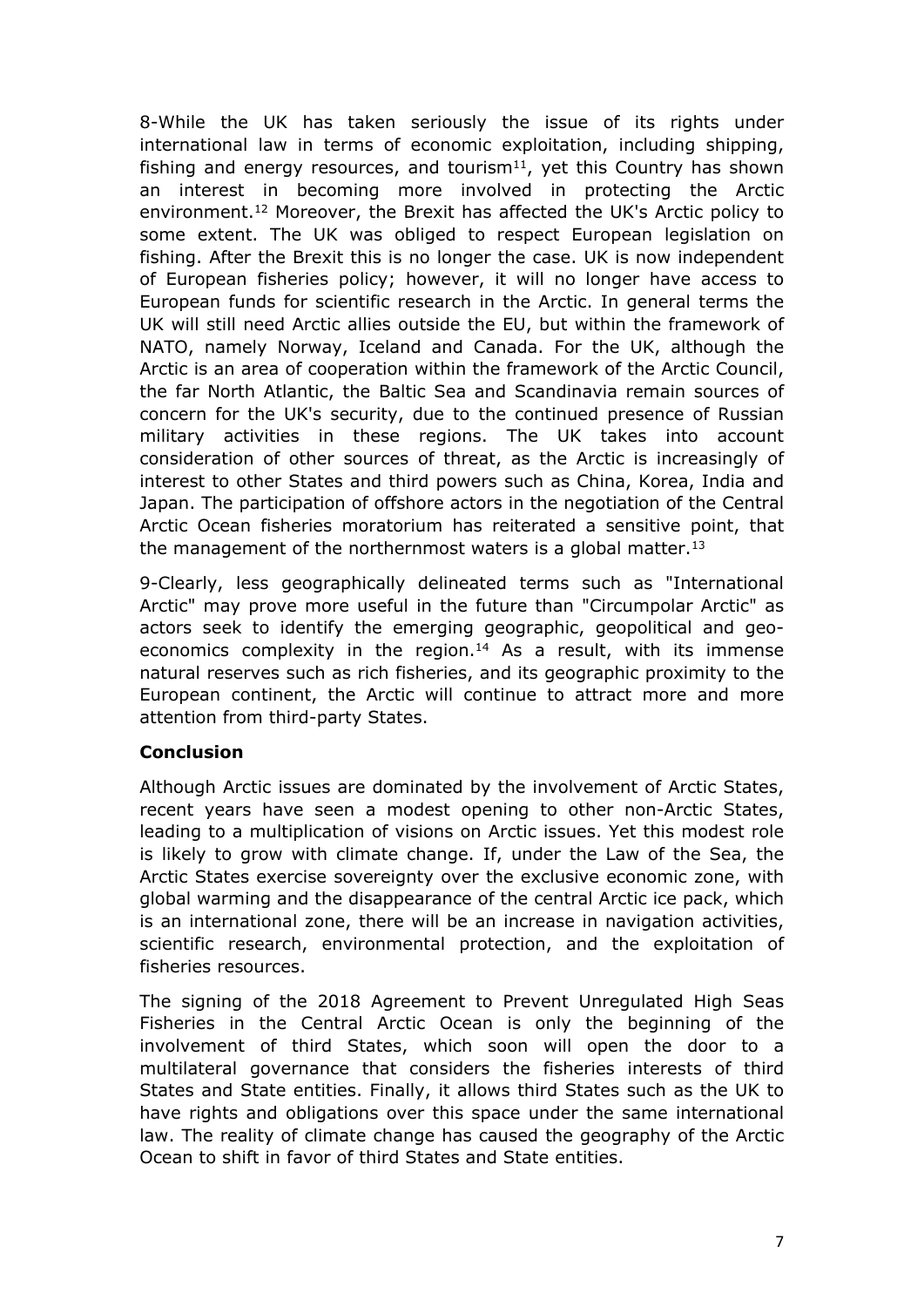8-While the UK has taken seriously the issue of its rights under international law in terms of economic exploitation, including shipping, fishing and energy resources, and tourism[11], yet this Country has shown an interest in becoming more involved in protecting the Arctic environment.[12] Moreover, the Brexit has affected the UK's Arctic policy to some extent. The UK was obliged to respect European legislation on fishing. After the Brexit this is no longer the case. UK is now independent of European fisheries policy; however, it will no longer have access to European funds for scientific research in the Arctic. In general terms the UK will still need Arctic allies outside the EU, but within the framework of NATO, namely Norway, Iceland and Canada. For the UK, although the Arctic is an area of cooperation within the framework of the Arctic Council, the far North Atlantic, the Baltic Sea and Scandinavia remain sources of concern for the UK's security, due to the continued presence of Russian military activities in these regions. The UK takes into account consideration of other sources of threat, as the Arctic is increasingly of interest to other States and third powers such as China, Korea, India and Japan. The participation of offshore actors in the negotiation of the Central Arctic Ocean fisheries moratorium has reiterated a sensitive point, that the management of the northernmost waters is a global matter.[13]

9-Clearly, less geographically delineated terms such as "International Arctic" may prove more useful in the future than "Circumpolar Arctic" as actors seek to identify the emerging geographic, geopolitical and geo-economics complexity in the region.[14] As a result, with its immense natural reserves such as rich fisheries, and its geographic proximity to the European continent, the Arctic will continue to attract more and more attention from third-party States.

## Conclusion

Although Arctic issues are dominated by the involvement of Arctic States, recent years have seen a modest opening to other non-Arctic States, leading to a multiplication of visions on Arctic issues. Yet this modest role is likely to grow with climate change. If, under the Law of the Sea, the Arctic States exercise sovereignty over the exclusive economic zone, with global warming and the disappearance of the central Arctic ice pack, which is an international zone, there will be an increase in navigation activities, scientific research, environmental protection, and the exploitation of fisheries resources.

The signing of the 2018 Agreement to Prevent Unregulated High Seas Fisheries in the Central Arctic Ocean is only the beginning of the involvement of third States, which soon will open the door to a multilateral governance that considers the fisheries interests of third States and State entities. Finally, it allows third States such as the UK to have rights and obligations over this space under the same international law. The reality of climate change has caused the geography of the Arctic Ocean to shift in favor of third States and State entities.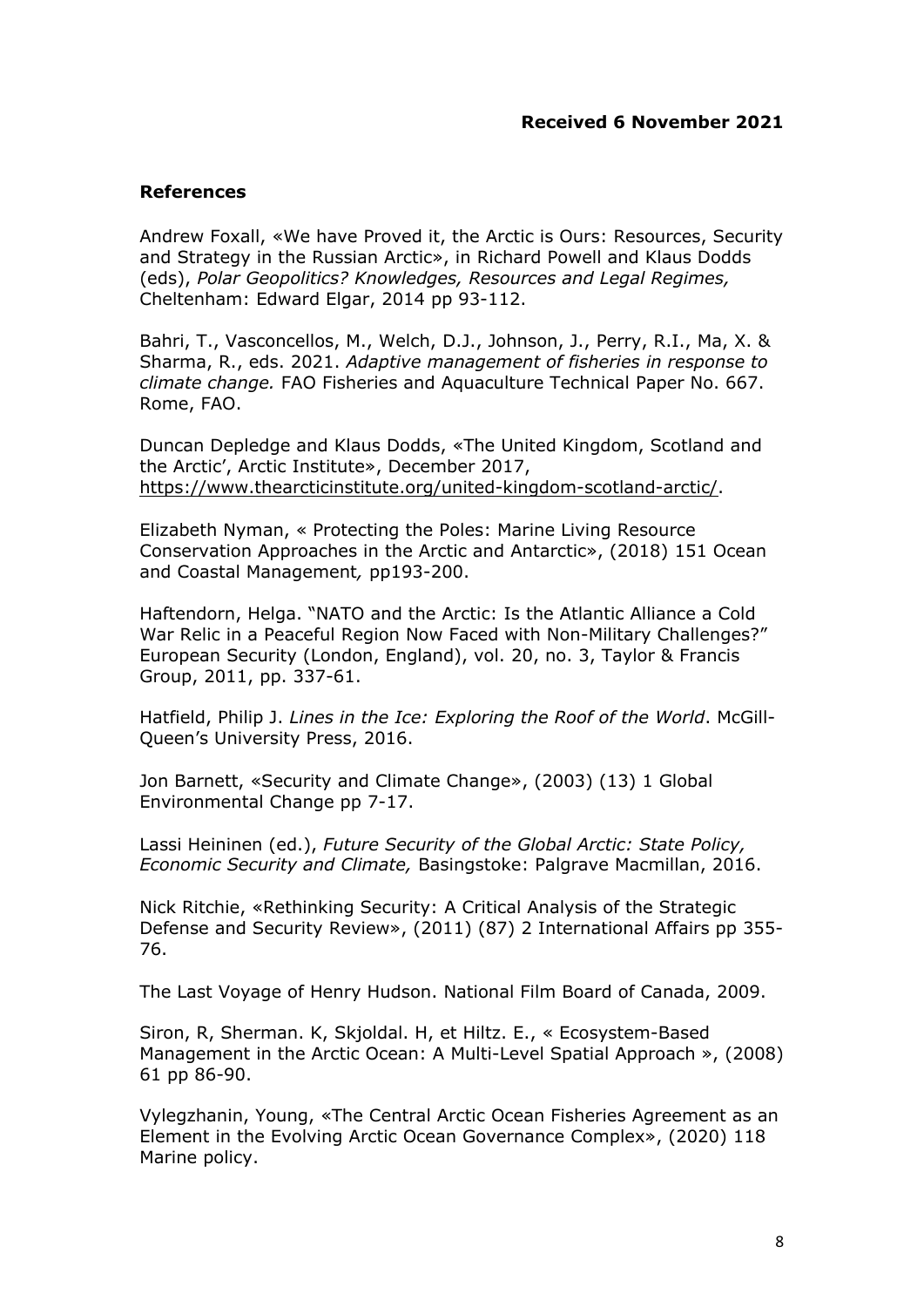**Received 6 November 2021**

**References**

Andrew Foxall, «We have Proved it, the Arctic is Ours: Resources, Security and Strategy in the Russian Arctic», in Richard Powell and Klaus Dodds (eds), *Polar Geopolitics? Knowledges, Resources and Legal Regimes,* Cheltenham: Edward Elgar, 2014 pp 93-112.

Bahri, T., Vasconcellos, M., Welch, D.J., Johnson, J., Perry, R.I., Ma, X. & Sharma, R., eds. 2021. *Adaptive management of fisheries in response to climate change.* FAO Fisheries and Aquaculture Technical Paper No. 667. Rome, FAO.

Duncan Depledge and Klaus Dodds, «The United Kingdom, Scotland and the Arctic', Arctic Institute», December 2017, https://www.thearcticinstitute.org/united-kingdom-scotland-arctic/.

Elizabeth Nyman, « Protecting the Poles: Marine Living Resource Conservation Approaches in the Arctic and Antarctic», (2018) 151 Ocean and Coastal Management*,* pp193-200.

Haftendorn, Helga. "NATO and the Arctic: Is the Atlantic Alliance a Cold War Relic in a Peaceful Region Now Faced with Non-Military Challenges?" European Security (London, England), vol. 20, no. 3, Taylor & Francis Group, 2011, pp. 337-61.

Hatfield, Philip J. *Lines in the Ice: Exploring the Roof of the World*. McGill-Queen's University Press, 2016.

Jon Barnett, «Security and Climate Change», (2003) (13) 1 Global Environmental Change pp 7-17.

Lassi Heininen (ed.), *Future Security of the Global Arctic: State Policy, Economic Security and Climate,* Basingstoke: Palgrave Macmillan, 2016.

Nick Ritchie, «Rethinking Security: A Critical Analysis of the Strategic Defense and Security Review», (2011) (87) 2 International Affairs pp 355-76.

The Last Voyage of Henry Hudson. National Film Board of Canada, 2009.

Siron, R, Sherman. K, Skjoldal. H, et Hiltz. E., « Ecosystem-Based Management in the Arctic Ocean: A Multi-Level Spatial Approach », (2008) 61 pp 86-90.

Vylegzhanin, Young, «The Central Arctic Ocean Fisheries Agreement as an Element in the Evolving Arctic Ocean Governance Complex», (2020) 118 Marine policy.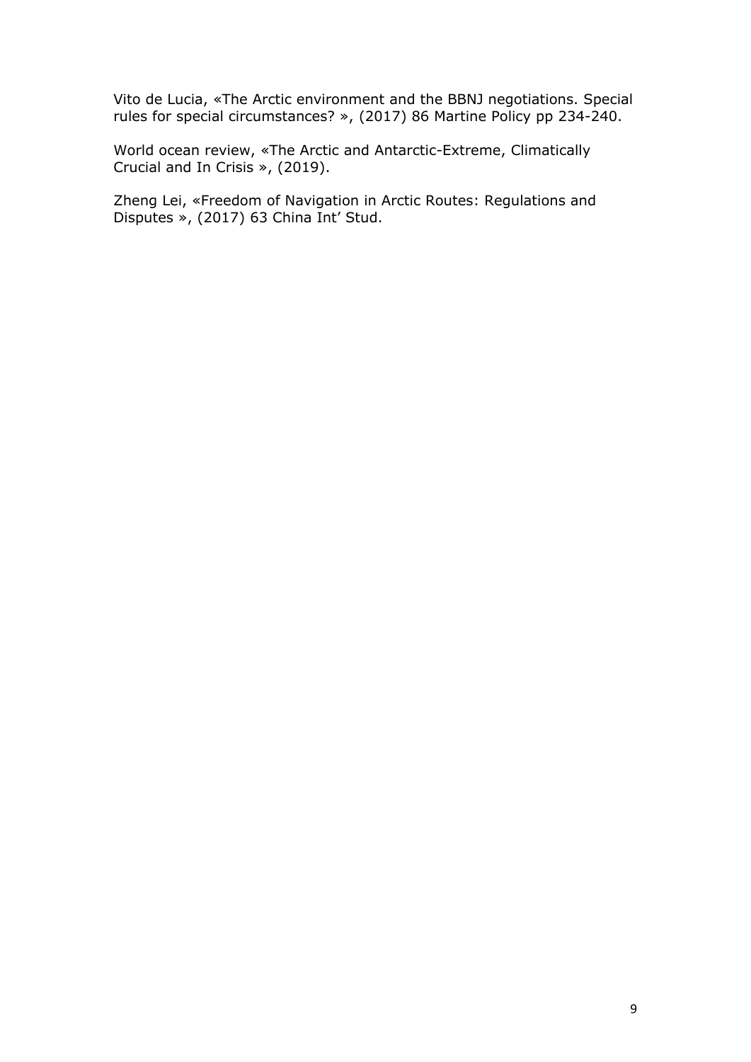Vito de Lucia, «The Arctic environment and the BBNJ negotiations. Special rules for special circumstances? », (2017) 86 Martine Policy pp 234-240.

World ocean review, «The Arctic and Antarctic-Extreme, Climatically Crucial and In Crisis », (2019).

Zheng Lei, «Freedom of Navigation in Arctic Routes: Regulations and Disputes », (2017) 63 China Int' Stud.